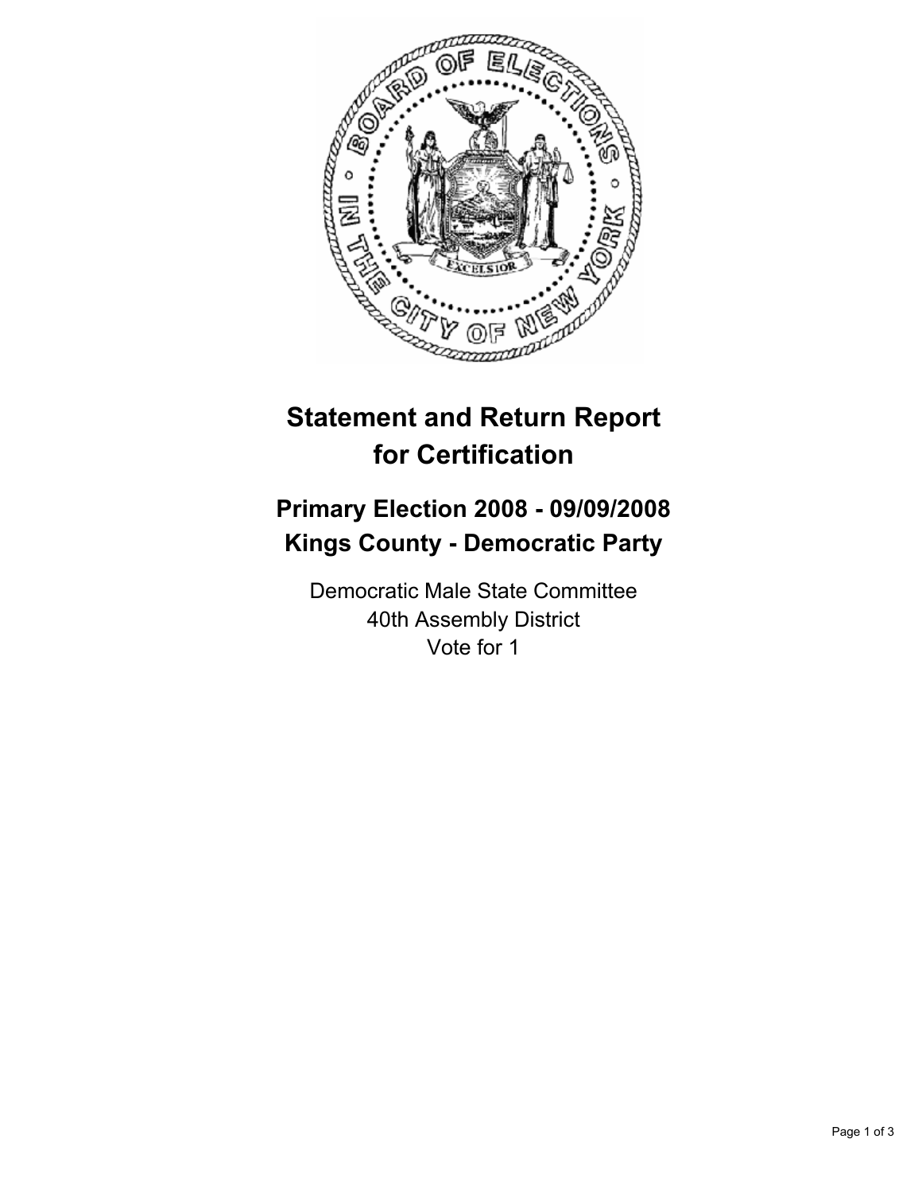# Statement and Return Report for Certification

## Primary Election 2008 - 09/09/2008
## Kings County - Democratic Party

Democratic Male State Committee
40th Assembly District
Vote for 1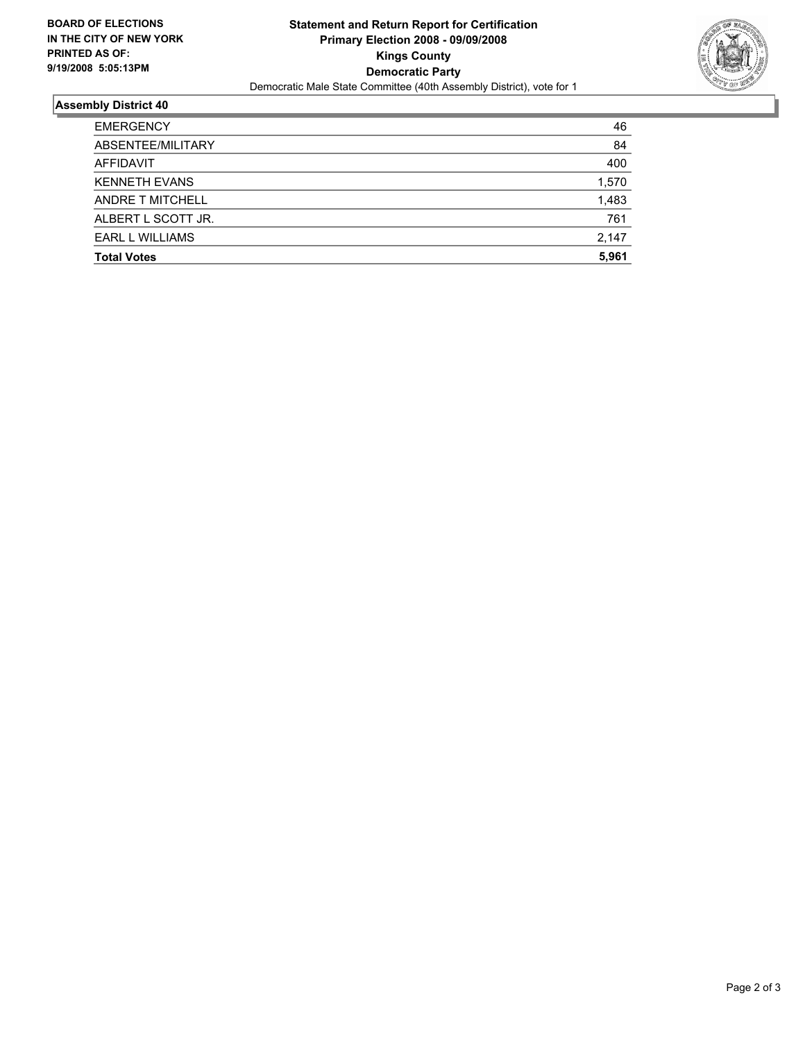**BOARD OF ELECTIONS IN THE CITY OF NEW YORK PRINTED AS OF: 9/19/2008 5:05:13PM**

# Statement and Return Report for Certification
## Primary Election 2008 - 09/09/2008
## Kings County
## Democratic Party

Democratic Male State Committee (40th Assembly District), vote for 1

### Assembly District 40

| | |
|---|---|
| EMERGENCY | 46 |
| ABSENTEE/MILITARY | 84 |
| AFFIDAVIT | 400 |
| KENNETH EVANS | 1,570 |
| ANDRE T MITCHELL | 1,483 |
| ALBERT L SCOTT JR. | 761 |
| EARL L WILLIAMS | 2,147 |
| **Total Votes** | **5,961** |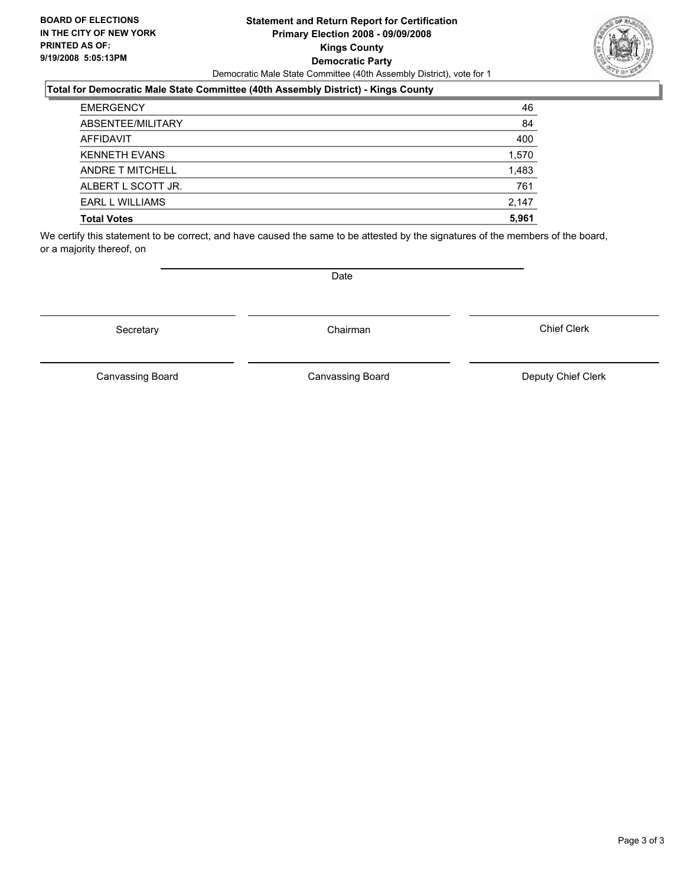**BOARD OF ELECTIONS IN THE CITY OF NEW YORK PRINTED AS OF: 9/19/2008 5:05:13PM**

**Statement and Return Report for Certification**
**Primary Election 2008 - 09/09/2008**
**Kings County**
**Democratic Party**
Democratic Male State Committee (40th Assembly District), vote for 1

**Total for Democratic Male State Committee (40th Assembly District) - Kings County**

| | |
|---|---|
| EMERGENCY | 46 |
| ABSENTEE/MILITARY | 84 |
| AFFIDAVIT | 400 |
| KENNETH EVANS | 1,570 |
| ANDRE T MITCHELL | 1,483 |
| ALBERT L SCOTT JR. | 761 |
| EARL L WILLIAMS | 2,147 |
| **Total Votes** | **5,961** |

We certify this statement to be correct, and have caused the same to be attested by the signatures of the members of the board, or a majority thereof, on

Date

Secretary

Chairman

Chief Clerk

Canvassing Board

Canvassing Board

Deputy Chief Clerk